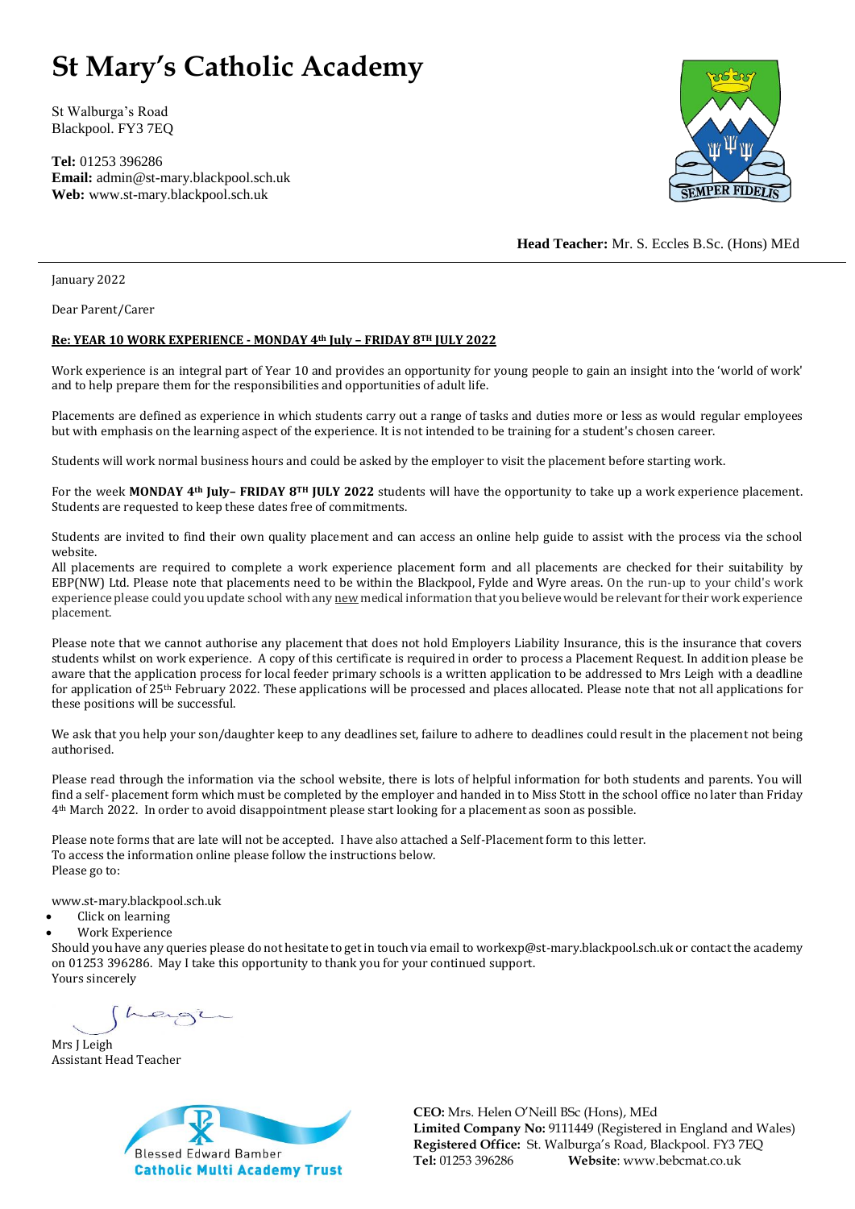# St Mary's Catholic Academy

St Walburga's Road
Blackpool. FY3 7EQ

**Tel:** 01253 396286
**Email:** admin@st-mary.blackpool.sch.uk
**Web:** www.st-mary.blackpool.sch.uk

**Head Teacher:** Mr. S. Eccles B.Sc. (Hons) MEd

---

January 2022

Dear Parent/Carer

**Re: YEAR 10 WORK EXPERIENCE - MONDAY 4th July – FRIDAY 8TH JULY 2022**

Work experience is an integral part of Year 10 and provides an opportunity for young people to gain an insight into the 'world of work' and to help prepare them for the responsibilities and opportunities of adult life.

Placements are defined as experience in which students carry out a range of tasks and duties more or less as would regular employees but with emphasis on the learning aspect of the experience. It is not intended to be training for a student's chosen career.

Students will work normal business hours and could be asked by the employer to visit the placement before starting work.

For the week **MONDAY 4th July– FRIDAY 8TH JULY 2022** students will have the opportunity to take up a work experience placement. Students are requested to keep these dates free of commitments.

Students are invited to find their own quality placement and can access an online help guide to assist with the process via the school website.
All placements are required to complete a work experience placement form and all placements are checked for their suitability by EBP(NW) Ltd. Please note that placements need to be within the Blackpool, Fylde and Wyre areas. On the run-up to your child's work experience please could you update school with any new medical information that you believe would be relevant for their work experience placement.

Please note that we cannot authorise any placement that does not hold Employers Liability Insurance, this is the insurance that covers students whilst on work experience. A copy of this certificate is required in order to process a Placement Request. In addition please be aware that the application process for local feeder primary schools is a written application to be addressed to Mrs Leigh with a deadline for application of 25th February 2022. These applications will be processed and places allocated. Please note that not all applications for these positions will be successful.

We ask that you help your son/daughter keep to any deadlines set, failure to adhere to deadlines could result in the placement not being authorised.

Please read through the information via the school website, there is lots of helpful information for both students and parents. You will find a self- placement form which must be completed by the employer and handed in to Miss Stott in the school office no later than Friday 4th March 2022. In order to avoid disappointment please start looking for a placement as soon as possible.

Please note forms that are late will not be accepted. I have also attached a Self-Placement form to this letter.
To access the information online please follow the instructions below.
Please go to:

www.st-mary.blackpool.sch.uk

- Click on learning
- Work Experience

Should you have any queries please do not hesitate to get in touch via email to workexp@st-mary.blackpool.sch.uk or contact the academy on 01253 396286. May I take this opportunity to thank you for your continued support.
Yours sincerely

Mrs J Leigh
Assistant Head Teacher

Blessed Edward Bamber
**Catholic Multi Academy Trust**

**CEO:** Mrs. Helen O'Neill BSc (Hons), MEd
**Limited Company No:** 9111449 (Registered in England and Wales)
**Registered Office:** St. Walburga's Road, Blackpool. FY3 7EQ
**Tel:** 01253 396286 **Website**: www.bebcmat.co.uk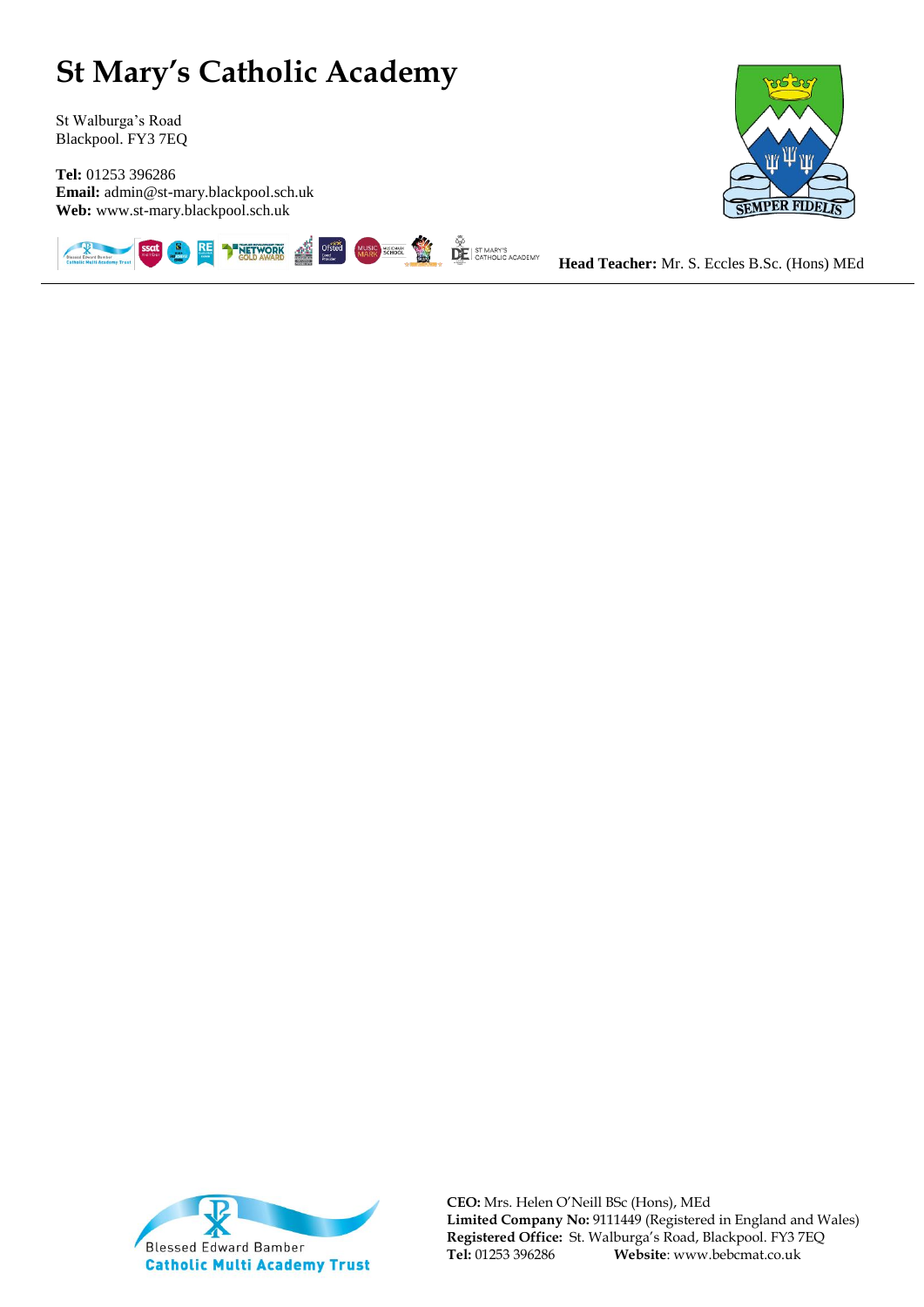# St Mary's Catholic Academy

St Walburga's Road
Blackpool. FY3 7EQ

**Tel:** 01253 396286
**Email:** admin@st-mary.blackpool.sch.uk
**Web:** www.st-mary.blackpool.sch.uk

**Head Teacher:** Mr. S. Eccles B.Sc. (Hons) MEd

**CEO:** Mrs. Helen O'Neill BSc (Hons), MEd
**Limited Company No:** 9111449 (Registered in England and Wales)
**Registered Office:** St. Walburga's Road, Blackpool. FY3 7EQ
**Tel:** 01253 396286 **Website**: www.bebcmat.co.uk